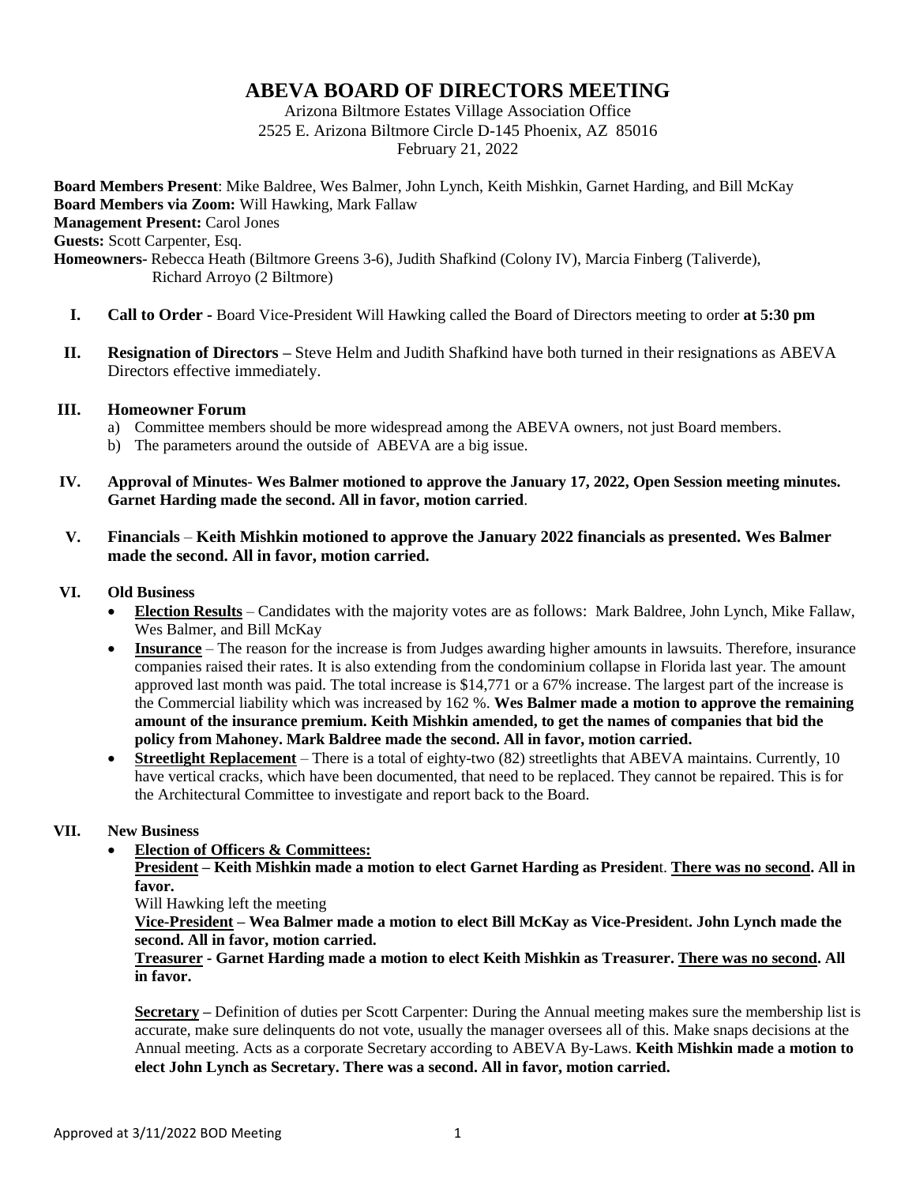# ABEVA BOARD OF DIRECTORS MEETING

Arizona Biltmore Estates Village Association Office
2525 E. Arizona Biltmore Circle D-145 Phoenix, AZ 85016
February 21, 2022

**Board Members Present**: Mike Baldree, Wes Balmer, John Lynch, Keith Mishkin, Garnet Harding, and Bill McKay
**Board Members via Zoom:** Will Hawking, Mark Fallaw
**Management Present:** Carol Jones
**Guests:** Scott Carpenter, Esq.
**Homeowners-** Rebecca Heath (Biltmore Greens 3-6), Judith Shafkind (Colony IV), Marcia Finberg (Taliverde), Richard Arroyo (2 Biltmore)

**I. Call to Order -** Board Vice-President Will Hawking called the Board of Directors meeting to order **at 5:30 pm**

**II. Resignation of Directors –** Steve Helm and Judith Shafkind have both turned in their resignations as ABEVA Directors effective immediately.

**III. Homeowner Forum**

a) Committee members should be more widespread among the ABEVA owners, not just Board members.
b) The parameters around the outside of ABEVA are a big issue.

**IV. Approval of Minutes**- **Wes Balmer motioned to approve the January 17, 2022, Open Session meeting minutes. Garnet Harding made the second. All in favor, motion carried**.

**V. Financials** – **Keith Mishkin motioned to approve the January 2022 financials as presented. Wes Balmer made the second. All in favor, motion carried.**

**VI. Old Business**

- **Election Results** – Candidates with the majority votes are as follows: Mark Baldree, John Lynch, Mike Fallaw, Wes Balmer, and Bill McKay
- **Insurance** – The reason for the increase is from Judges awarding higher amounts in lawsuits. Therefore, insurance companies raised their rates. It is also extending from the condominium collapse in Florida last year. The amount approved last month was paid. The total increase is $14,771 or a 67% increase. The largest part of the increase is the Commercial liability which was increased by 162 %. **Wes Balmer made a motion to approve the remaining amount of the insurance premium. Keith Mishkin amended, to get the names of companies that bid the policy from Mahoney. Mark Baldree made the second. All in favor, motion carried.**
- **Streetlight Replacement** – There is a total of eighty-two (82) streetlights that ABEVA maintains. Currently, 10 have vertical cracks, which have been documented, that need to be replaced. They cannot be repaired. This is for the Architectural Committee to investigate and report back to the Board.

**VII. New Business**

- **Election of Officers & Committees:**

**President – Keith Mishkin made a motion to elect Garnet Harding as Presiden**t. **There was no second. All in favor.**

Will Hawking left the meeting

**Vice-President – Wea Balmer made a motion to elect Bill McKay as Vice-Presiden**t**. John Lynch made the second. All in favor, motion carried.**

**Treasurer - Garnet Harding made a motion to elect Keith Mishkin as Treasurer. There was no second. All in favor.**

**Secretary –** Definition of duties per Scott Carpenter: During the Annual meeting makes sure the membership list is accurate, make sure delinquents do not vote, usually the manager oversees all of this. Make snaps decisions at the Annual meeting. Acts as a corporate Secretary according to ABEVA By-Laws. **Keith Mishkin made a motion to elect John Lynch as Secretary. There was a second. All in favor, motion carried.**

Approved at 3/11/2022 BOD Meeting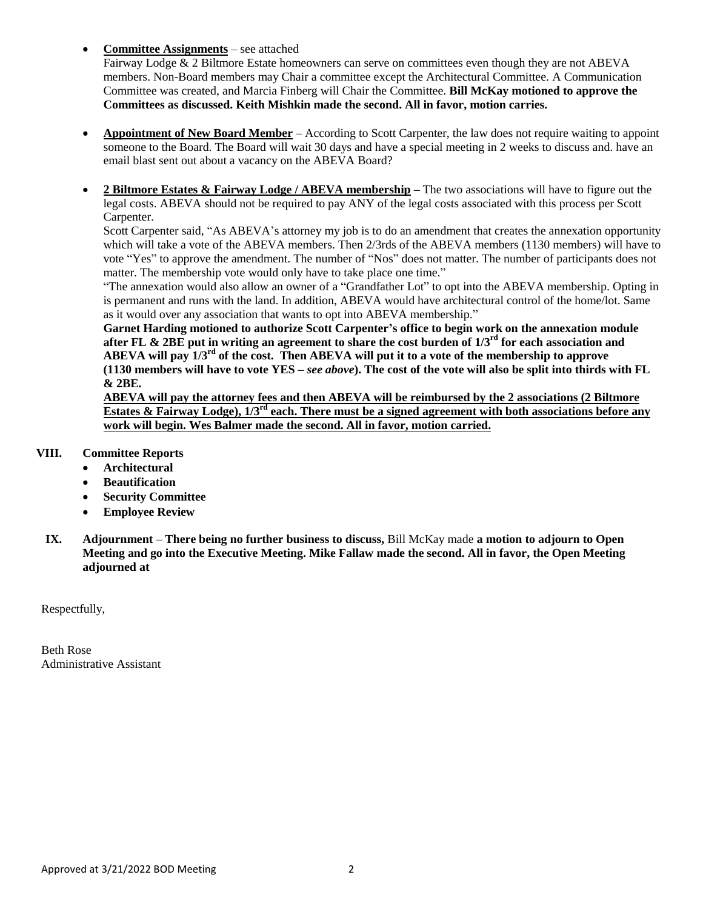- **Committee Assignments** – see attached
  Fairway Lodge & 2 Biltmore Estate homeowners can serve on committees even though they are not ABEVA members. Non-Board members may Chair a committee except the Architectural Committee. A Communication Committee was created, and Marcia Finberg will Chair the Committee. **Bill McKay motioned to approve the Committees as discussed. Keith Mishkin made the second. All in favor, motion carries.**

- **Appointment of New Board Member** – According to Scott Carpenter, the law does not require waiting to appoint someone to the Board. The Board will wait 30 days and have a special meeting in 2 weeks to discuss and. have an email blast sent out about a vacancy on the ABEVA Board?

- **2 Biltmore Estates & Fairway Lodge / ABEVA membership** – The two associations will have to figure out the legal costs. ABEVA should not be required to pay ANY of the legal costs associated with this process per Scott Carpenter.
  Scott Carpenter said, "As ABEVA's attorney my job is to do an amendment that creates the annexation opportunity which will take a vote of the ABEVA members. Then 2/3rds of the ABEVA members (1130 members) will have to vote "Yes" to approve the amendment. The number of "Nos" does not matter. The number of participants does not matter. The membership vote would only have to take place one time."
  "The annexation would also allow an owner of a "Grandfather Lot" to opt into the ABEVA membership. Opting in is permanent and runs with the land. In addition, ABEVA would have architectural control of the home/lot. Same as it would over any association that wants to opt into ABEVA membership."
  **Garnet Harding motioned to authorize Scott Carpenter's office to begin work on the annexation module after FL & 2BE put in writing an agreement to share the cost burden of 1/3rd for each association and ABEVA will pay 1/3rd of the cost. Then ABEVA will put it to a vote of the membership to approve (1130 members will have to vote YES – *see above*). The cost of the vote will also be split into thirds with FL & 2BE.**
  **ABEVA will pay the attorney fees and then ABEVA will be reimbursed by the 2 associations (2 Biltmore Estates & Fairway Lodge), 1/3rd each. There must be a signed agreement with both associations before any work will begin. Wes Balmer made the second. All in favor, motion carried.**

## VIII. Committee Reports

- **Architectural**
- **Beautification**
- **Security Committee**
- **Employee Review**

## IX. Adjournment

**Adjournment** – **There being no further business to discuss,** Bill McKay made **a motion to adjourn to Open Meeting and go into the Executive Meeting. Mike Fallaw made the second. All in favor, the Open Meeting adjourned at**

Respectfully,

Beth Rose
Administrative Assistant

Approved at 3/21/2022 BOD Meeting